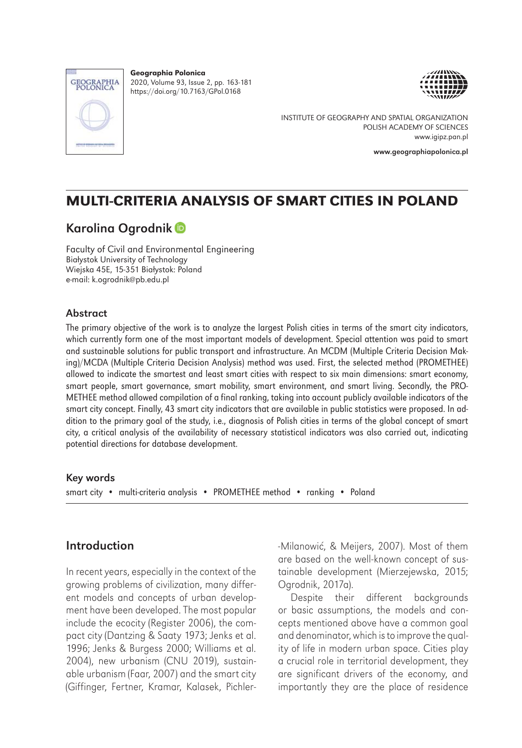Geographia Polonica
2020, Volume 93, Issue 2, pp. 163-181
https://doi.org/10.7163/GPol.0168

INSTITUTE OF GEOGRAPHY AND SPATIAL ORGANIZATION
POLISH ACADEMY OF SCIENCES
www.igipz.pan.pl

www.geographiapolonica.pl

# MULTI-CRITERIA ANALYSIS OF SMART CITIES IN POLAND

## Karolina Ogrodnik

Faculty of Civil and Environmental Engineering
Białystok University of Technology
Wiejska 45E, 15-351 Białystok: Poland
e-mail: k.ogrodnik@pb.edu.pl

### Abstract

The primary objective of the work is to analyze the largest Polish cities in terms of the smart city indicators, which currently form one of the most important models of development. Special attention was paid to smart and sustainable solutions for public transport and infrastructure. An MCDM (Multiple Criteria Decision Making)/MCDA (Multiple Criteria Decision Analysis) method was used. First, the selected method (PROMETHEE) allowed to indicate the smartest and least smart cities with respect to six main dimensions: smart economy, smart people, smart governance, smart mobility, smart environment, and smart living. Secondly, the PROMETHEE method allowed compilation of a final ranking, taking into account publicly available indicators of the smart city concept. Finally, 43 smart city indicators that are available in public statistics were proposed. In addition to the primary goal of the study, i.e., diagnosis of Polish cities in terms of the global concept of smart city, a critical analysis of the availability of necessary statistical indicators was also carried out, indicating potential directions for database development.

### Key words

smart city • multi-criteria analysis • PROMETHEE method • ranking • Poland

## Introduction

In recent years, especially in the context of the growing problems of civilization, many different models and concepts of urban development have been developed. The most popular include the ecocity (Register 2006), the compact city (Dantzing & Saaty 1973; Jenks et al. 1996; Jenks & Burgess 2000; Williams et al. 2004), new urbanism (CNU 2019), sustainable urbanism (Faar, 2007) and the smart city (Giffinger, Fertner, Kramar, Kalasek, Pichler-Milanović, & Meijers, 2007). Most of them are based on the well-known concept of sustainable development (Mierzejewska, 2015; Ogrodnik, 2017a).

Despite their different backgrounds or basic assumptions, the models and concepts mentioned above have a common goal and denominator, which is to improve the quality of life in modern urban space. Cities play a crucial role in territorial development, they are significant drivers of the economy, and importantly they are the place of residence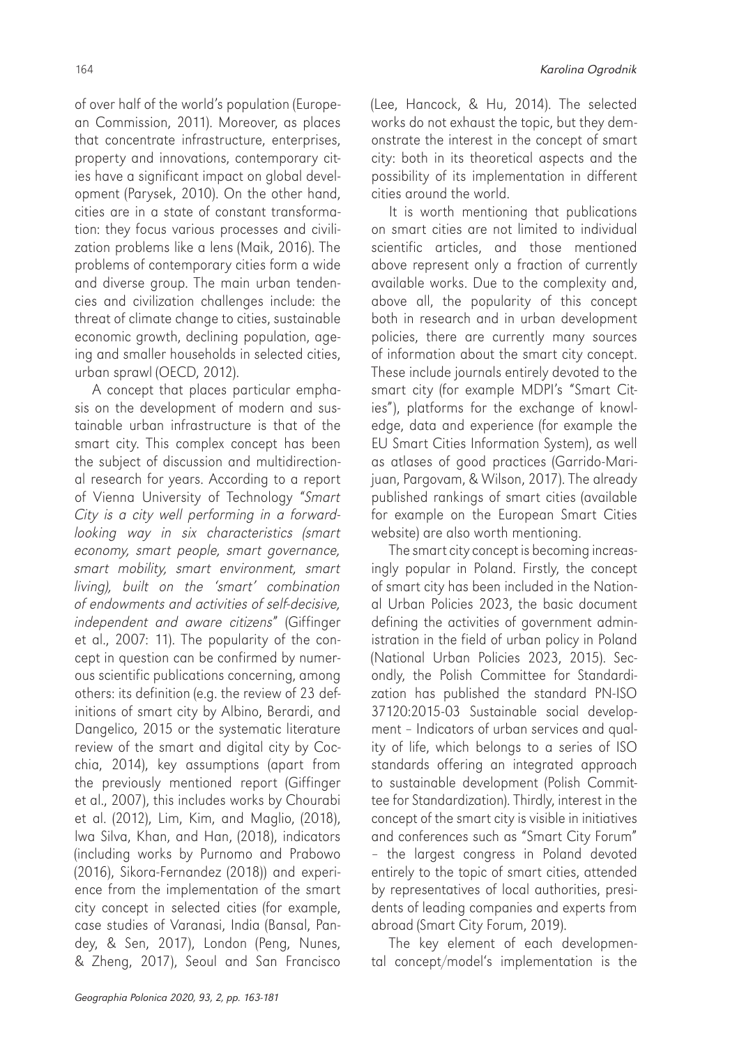of over half of the world's population (European Commission, 2011). Moreover, as places that concentrate infrastructure, enterprises, property and innovations, contemporary cities have a significant impact on global development (Parysek, 2010). On the other hand, cities are in a state of constant transformation: they focus various processes and civilization problems like a lens (Maik, 2016). The problems of contemporary cities form a wide and diverse group. The main urban tendencies and civilization challenges include: the threat of climate change to cities, sustainable economic growth, declining population, ageing and smaller households in selected cities, urban sprawl (OECD, 2012).

A concept that places particular emphasis on the development of modern and sustainable urban infrastructure is that of the smart city. This complex concept has been the subject of discussion and multidirectional research for years. According to a report of Vienna University of Technology "*Smart City is a city well performing in a forward-looking way in six characteristics (smart economy, smart people, smart governance, smart mobility, smart environment, smart living), built on the 'smart' combination of endowments and activities of self-decisive, independent and aware citizens*" (Giffinger et al., 2007: 11). The popularity of the concept in question can be confirmed by numerous scientific publications concerning, among others: its definition (e.g. the review of 23 definitions of smart city by Albino, Berardi, and Dangelico, 2015 or the systematic literature review of the smart and digital city by Cocchia, 2014), key assumptions (apart from the previously mentioned report (Giffinger et al., 2007), this includes works by Chourabi et al. (2012), Lim, Kim, and Maglio, (2018), Iwa Silva, Khan, and Han, (2018), indicators (including works by Purnomo and Prabowo (2016), Sikora-Fernandez (2018)) and experience from the implementation of the smart city concept in selected cities (for example, case studies of Varanasi, India (Bansal, Pandey, & Sen, 2017), London (Peng, Nunes, & Zheng, 2017), Seoul and San Francisco (Lee, Hancock, & Hu, 2014). The selected works do not exhaust the topic, but they demonstrate the interest in the concept of smart city: both in its theoretical aspects and the possibility of its implementation in different cities around the world.

It is worth mentioning that publications on smart cities are not limited to individual scientific articles, and those mentioned above represent only a fraction of currently available works. Due to the complexity and, above all, the popularity of this concept both in research and in urban development policies, there are currently many sources of information about the smart city concept. These include journals entirely devoted to the smart city (for example MDPI's "Smart Cities"), platforms for the exchange of knowledge, data and experience (for example the EU Smart Cities Information System), as well as atlases of good practices (Garrido-Marijuan, Pargovam, & Wilson, 2017). The already published rankings of smart cities (available for example on the European Smart Cities website) are also worth mentioning.

The smart city concept is becoming increasingly popular in Poland. Firstly, the concept of smart city has been included in the National Urban Policies 2023, the basic document defining the activities of government administration in the field of urban policy in Poland (National Urban Policies 2023, 2015). Secondly, the Polish Committee for Standardization has published the standard PN-ISO 37120:2015-03 Sustainable social development – Indicators of urban services and quality of life, which belongs to a series of ISO standards offering an integrated approach to sustainable development (Polish Committee for Standardization). Thirdly, interest in the concept of the smart city is visible in initiatives and conferences such as "Smart City Forum" – the largest congress in Poland devoted entirely to the topic of smart cities, attended by representatives of local authorities, presidents of leading companies and experts from abroad (Smart City Forum, 2019).

The key element of each developmental concept/model's implementation is the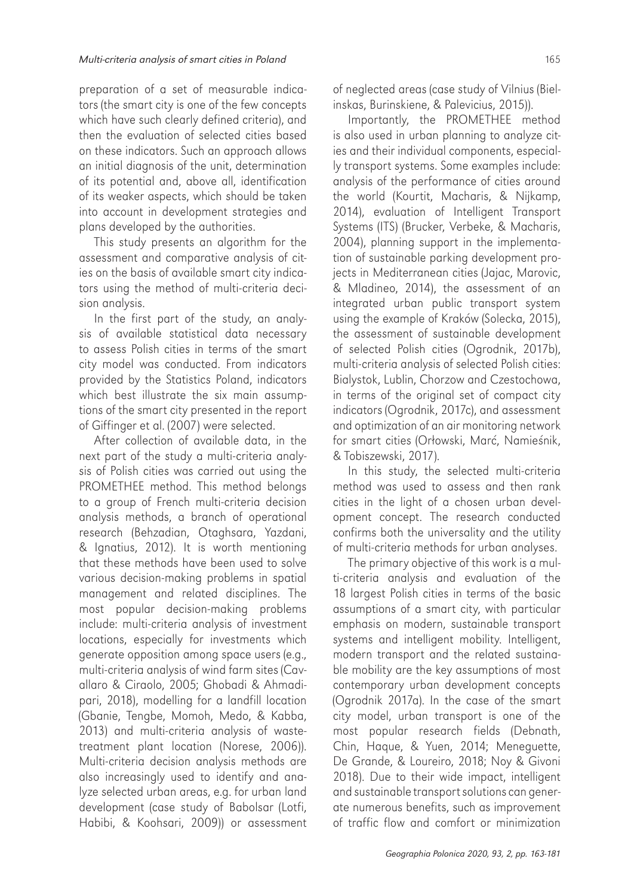preparation of a set of measurable indicators (the smart city is one of the few concepts which have such clearly defined criteria), and then the evaluation of selected cities based on these indicators. Such an approach allows an initial diagnosis of the unit, determination of its potential and, above all, identification of its weaker aspects, which should be taken into account in development strategies and plans developed by the authorities.

This study presents an algorithm for the assessment and comparative analysis of cities on the basis of available smart city indicators using the method of multi-criteria decision analysis.

In the first part of the study, an analysis of available statistical data necessary to assess Polish cities in terms of the smart city model was conducted. From indicators provided by the Statistics Poland, indicators which best illustrate the six main assumptions of the smart city presented in the report of Giffinger et al. (2007) were selected.

After collection of available data, in the next part of the study a multi-criteria analysis of Polish cities was carried out using the PROMETHEE method. This method belongs to a group of French multi-criteria decision analysis methods, a branch of operational research (Behzadian, Otaghsara, Yazdani, & Ignatius, 2012). It is worth mentioning that these methods have been used to solve various decision-making problems in spatial management and related disciplines. The most popular decision-making problems include: multi-criteria analysis of investment locations, especially for investments which generate opposition among space users (e.g., multi-criteria analysis of wind farm sites (Cavallaro & Ciraolo, 2005; Ghobadi & Ahmadipari, 2018), modelling for a landfill location (Gbanie, Tengbe, Momoh, Medo, & Kabba, 2013) and multi-criteria analysis of waste-treatment plant location (Norese, 2006)). Multi-criteria decision analysis methods are also increasingly used to identify and analyze selected urban areas, e.g. for urban land development (case study of Babolsar (Lotfi, Habibi, & Koohsari, 2009)) or assessment of neglected areas (case study of Vilnius (Bielinskas, Burinskiene, & Palevicius, 2015)).

Importantly, the PROMETHEE method is also used in urban planning to analyze cities and their individual components, especially transport systems. Some examples include: analysis of the performance of cities around the world (Kourtit, Macharis, & Nijkamp, 2014), evaluation of Intelligent Transport Systems (ITS) (Brucker, Verbeke, & Macharis, 2004), planning support in the implementation of sustainable parking development projects in Mediterranean cities (Jajac, Marovic, & Mladineo, 2014), the assessment of an integrated urban public transport system using the example of Kraków (Solecka, 2015), the assessment of sustainable development of selected Polish cities (Ogrodnik, 2017b), multi-criteria analysis of selected Polish cities: Bialystok, Lublin, Chorzow and Czestochowa, in terms of the original set of compact city indicators (Ogrodnik, 2017c), and assessment and optimization of an air monitoring network for smart cities (Orłowski, Marć, Namieśnik, & Tobiszewski, 2017).

In this study, the selected multi-criteria method was used to assess and then rank cities in the light of a chosen urban development concept. The research conducted confirms both the universality and the utility of multi-criteria methods for urban analyses.

The primary objective of this work is a multi-criteria analysis and evaluation of the 18 largest Polish cities in terms of the basic assumptions of a smart city, with particular emphasis on modern, sustainable transport systems and intelligent mobility. Intelligent, modern transport and the related sustainable mobility are the key assumptions of most contemporary urban development concepts (Ogrodnik 2017a). In the case of the smart city model, urban transport is one of the most popular research fields (Debnath, Chin, Haque, & Yuen, 2014; Meneguette, De Grande, & Loureiro, 2018; Noy & Givoni 2018). Due to their wide impact, intelligent and sustainable transport solutions can generate numerous benefits, such as improvement of traffic flow and comfort or minimization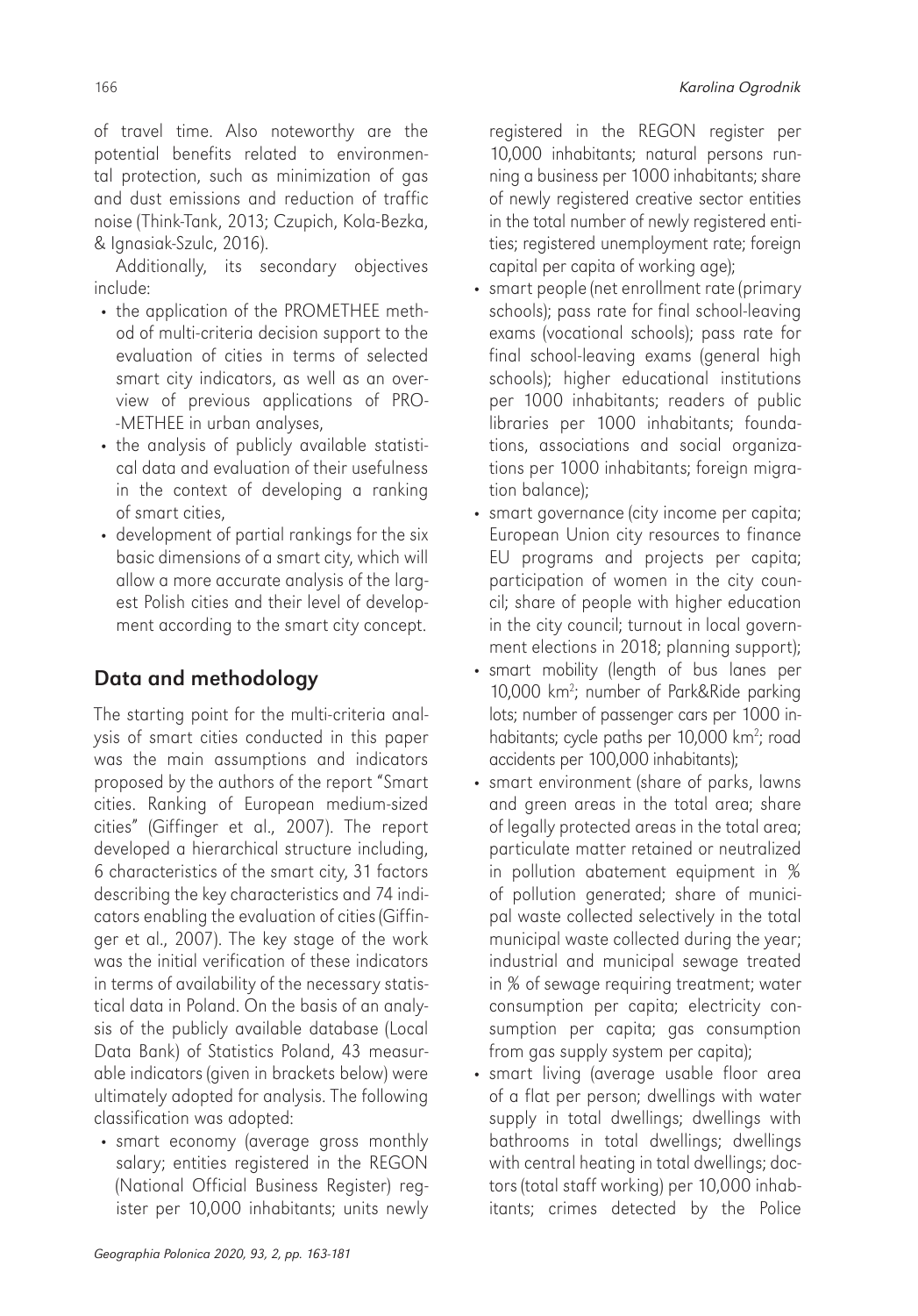of travel time. Also noteworthy are the potential benefits related to environmental protection, such as minimization of gas and dust emissions and reduction of traffic noise (Think-Tank, 2013; Czupich, Kola-Bezka, & Ignasiak-Szulc, 2016).

Additionally, its secondary objectives include:

- the application of the PROMETHEE method of multi-criteria decision support to the evaluation of cities in terms of selected smart city indicators, as well as an overview of previous applications of PROMETHEE in urban analyses,
- the analysis of publicly available statistical data and evaluation of their usefulness in the context of developing a ranking of smart cities,
- development of partial rankings for the six basic dimensions of a smart city, which will allow a more accurate analysis of the largest Polish cities and their level of development according to the smart city concept.

## Data and methodology

The starting point for the multi-criteria analysis of smart cities conducted in this paper was the main assumptions and indicators proposed by the authors of the report "Smart cities. Ranking of European medium-sized cities" (Giffinger et al., 2007). The report developed a hierarchical structure including, 6 characteristics of the smart city, 31 factors describing the key characteristics and 74 indicators enabling the evaluation of cities (Giffinger et al., 2007). The key stage of the work was the initial verification of these indicators in terms of availability of the necessary statistical data in Poland. On the basis of an analysis of the publicly available database (Local Data Bank) of Statistics Poland, 43 measurable indicators (given in brackets below) were ultimately adopted for analysis. The following classification was adopted:

- smart economy (average gross monthly salary; entities registered in the REGON (National Official Business Register) register per 10,000 inhabitants; units newly registered in the REGON register per 10,000 inhabitants; natural persons running a business per 1000 inhabitants; share of newly registered creative sector entities in the total number of newly registered entities; registered unemployment rate; foreign capital per capita of working age);
- smart people (net enrollment rate (primary schools); pass rate for final school-leaving exams (vocational schools); pass rate for final school-leaving exams (general high schools); higher educational institutions per 1000 inhabitants; readers of public libraries per 1000 inhabitants; foundations, associations and social organizations per 1000 inhabitants; foreign migration balance);
- smart governance (city income per capita; European Union city resources to finance EU programs and projects per capita; participation of women in the city council; share of people with higher education in the city council; turnout in local government elections in 2018; planning support);
- smart mobility (length of bus lanes per 10,000 $km^2$; number of Park&Ride parking lots; number of passenger cars per 1000 inhabitants; cycle paths per 10,000 $km^2$; road accidents per 100,000 inhabitants);
- smart environment (share of parks, lawns and green areas in the total area; share of legally protected areas in the total area; particulate matter retained or neutralized in pollution abatement equipment in % of pollution generated; share of municipal waste collected selectively in the total municipal waste collected during the year; industrial and municipal sewage treated in % of sewage requiring treatment; water consumption per capita; electricity consumption per capita; gas consumption from gas supply system per capita);
- smart living (average usable floor area of a flat per person; dwellings with water supply in total dwellings; dwellings with bathrooms in total dwellings; dwellings with central heating in total dwellings; doctors (total staff working) per 10,000 inhabitants; crimes detected by the Police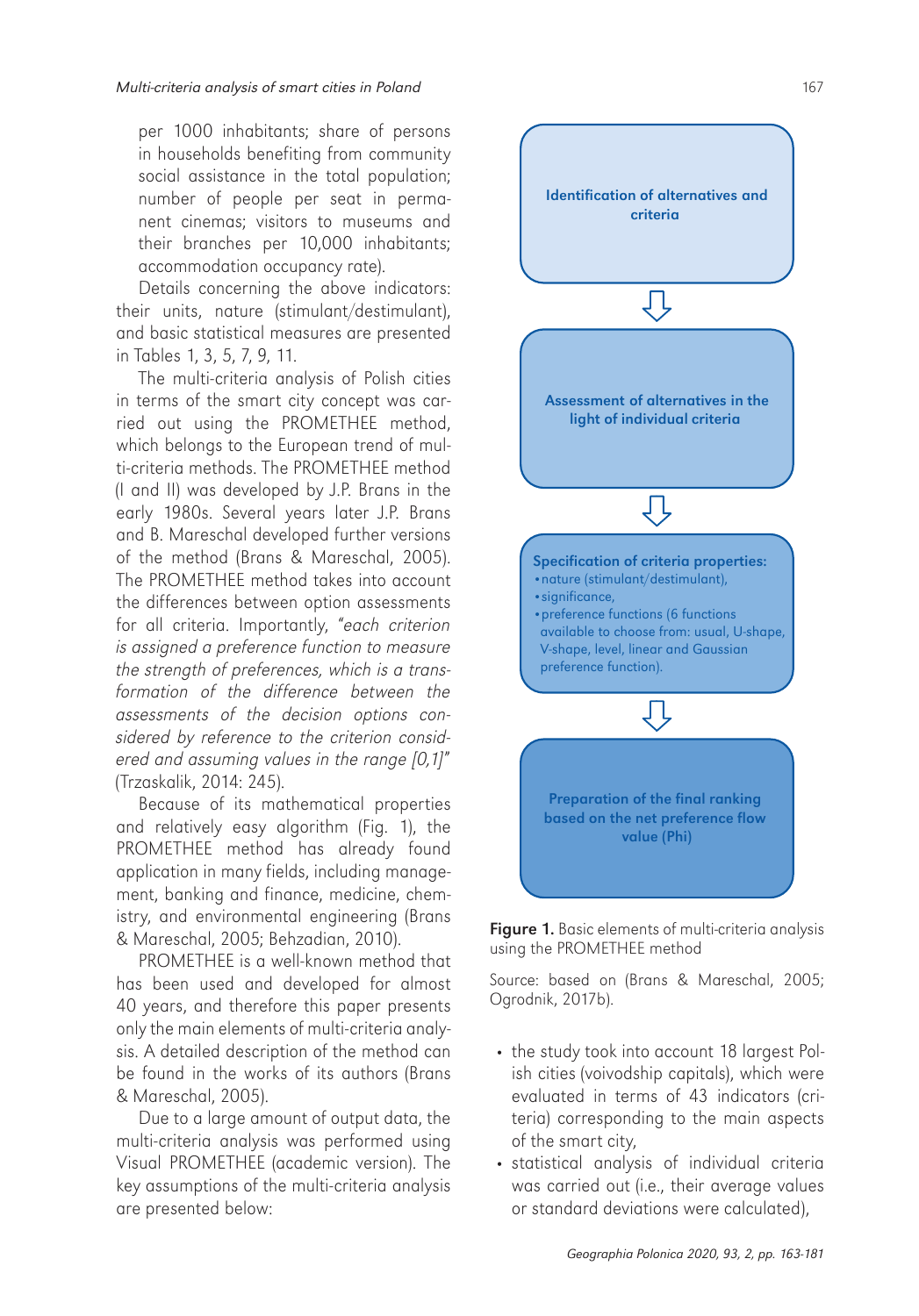per 1000 inhabitants; share of persons in households benefiting from community social assistance in the total population; number of people per seat in permanent cinemas; visitors to museums and their branches per 10,000 inhabitants; accommodation occupancy rate).

Details concerning the above indicators: their units, nature (stimulant/destimulant), and basic statistical measures are presented in Tables 1, 3, 5, 7, 9, 11.

The multi-criteria analysis of Polish cities in terms of the smart city concept was carried out using the PROMETHEE method, which belongs to the European trend of multi-criteria methods. The PROMETHEE method (I and II) was developed by J.P. Brans in the early 1980s. Several years later J.P. Brans and B. Mareschal developed further versions of the method (Brans & Mareschal, 2005). The PROMETHEE method takes into account the differences between option assessments for all criteria. Importantly, "*each criterion is assigned a preference function to measure the strength of preferences, which is a transformation of the difference between the assessments of the decision options considered by reference to the criterion considered and assuming values in the range [0,1]*" (Trzaskalik, 2014: 245).

Because of its mathematical properties and relatively easy algorithm (Fig. 1), the PROMETHEE method has already found application in many fields, including management, banking and finance, medicine, chemistry, and environmental engineering (Brans & Mareschal, 2005; Behzadian, 2010).

PROMETHEE is a well-known method that has been used and developed for almost 40 years, and therefore this paper presents only the main elements of multi-criteria analysis. A detailed description of the method can be found in the works of its authors (Brans & Mareschal, 2005).

Due to a large amount of output data, the multi-criteria analysis was performed using Visual PROMETHEE (academic version). The key assumptions of the multi-criteria analysis are presented below:

Identification of alternatives and criteria

Assessment of alternatives in the light of individual criteria

Specification of criteria properties:
- nature (stimulant/destimulant),
- significance,
- preference functions (6 functions available to choose from: usual, U-shape, V-shape, level, linear and Gaussian preference function).

Preparation of the final ranking based on the net preference flow value (Phi)

**Figure 1.** Basic elements of multi-criteria analysis using the PROMETHEE method

Source: based on (Brans & Mareschal, 2005; Ogrodnik, 2017b).

- the study took into account 18 largest Polish cities (voivodship capitals), which were evaluated in terms of 43 indicators (criteria) corresponding to the main aspects of the smart city,
- statistical analysis of individual criteria was carried out (i.e., their average values or standard deviations were calculated),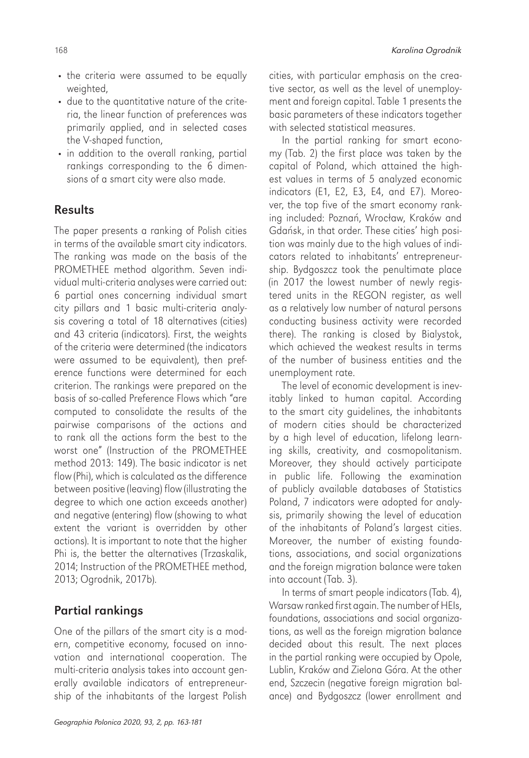- the criteria were assumed to be equally weighted,
- due to the quantitative nature of the criteria, the linear function of preferences was primarily applied, and in selected cases the V-shaped function,
- in addition to the overall ranking, partial rankings corresponding to the 6 dimensions of a smart city were also made.

## Results

The paper presents a ranking of Polish cities in terms of the available smart city indicators. The ranking was made on the basis of the PROMETHEE method algorithm. Seven individual multi-criteria analyses were carried out: 6 partial ones concerning individual smart city pillars and 1 basic multi-criteria analysis covering a total of 18 alternatives (cities) and 43 criteria (indicators). First, the weights of the criteria were determined (the indicators were assumed to be equivalent), then preference functions were determined for each criterion. The rankings were prepared on the basis of so-called Preference Flows which "are computed to consolidate the results of the pairwise comparisons of the actions and to rank all the actions form the best to the worst one" (Instruction of the PROMETHEE method 2013: 149). The basic indicator is net flow (Phi), which is calculated as the difference between positive (leaving) flow (illustrating the degree to which one action exceeds another) and negative (entering) flow (showing to what extent the variant is overridden by other actions). It is important to note that the higher Phi is, the better the alternatives (Trzaskalik, 2014; Instruction of the PROMETHEE method, 2013; Ogrodnik, 2017b).

## Partial rankings

One of the pillars of the smart city is a modern, competitive economy, focused on innovation and international cooperation. The multi-criteria analysis takes into account generally available indicators of entrepreneurship of the inhabitants of the largest Polish cities, with particular emphasis on the creative sector, as well as the level of unemployment and foreign capital. Table 1 presents the basic parameters of these indicators together with selected statistical measures.

In the partial ranking for smart economy (Tab. 2) the first place was taken by the capital of Poland, which attained the highest values in terms of 5 analyzed economic indicators (E1, E2, E3, E4, and E7). Moreover, the top five of the smart economy ranking included: Poznań, Wrocław, Kraków and Gdańsk, in that order. These cities' high position was mainly due to the high values of indicators related to inhabitants' entrepreneurship. Bydgoszcz took the penultimate place (in 2017 the lowest number of newly registered units in the REGON register, as well as a relatively low number of natural persons conducting business activity were recorded there). The ranking is closed by Bialystok, which achieved the weakest results in terms of the number of business entities and the unemployment rate.

The level of economic development is inevitably linked to human capital. According to the smart city guidelines, the inhabitants of modern cities should be characterized by a high level of education, lifelong learning skills, creativity, and cosmopolitanism. Moreover, they should actively participate in public life. Following the examination of publicly available databases of Statistics Poland, 7 indicators were adopted for analysis, primarily showing the level of education of the inhabitants of Poland's largest cities. Moreover, the number of existing foundations, associations, and social organizations and the foreign migration balance were taken into account (Tab. 3).

In terms of smart people indicators (Tab. 4), Warsaw ranked first again. The number of HEIs, foundations, associations and social organizations, as well as the foreign migration balance decided about this result. The next places in the partial ranking were occupied by Opole, Lublin, Kraków and Zielona Góra. At the other end, Szczecin (negative foreign migration balance) and Bydgoszcz (lower enrollment and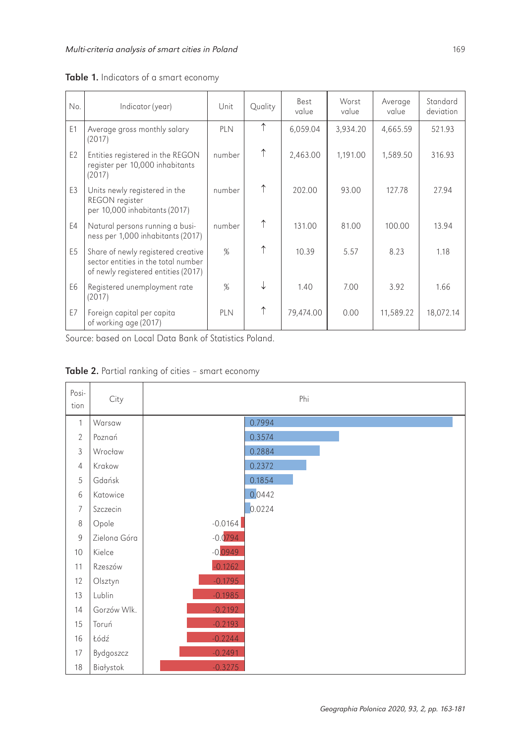**Table 1.** Indicators of a smart economy

| No. | Indicator (year) | Unit | Quality | Best value | Worst value | Average value | Standard deviation |
|---|---|---|---|---|---|---|---|
| E1 | Average gross monthly salary (2017) | PLN | ↑ | 6,059.04 | 3,934.20 | 4,665.59 | 521.93 |
| E2 | Entities registered in the REGON register per 10,000 inhabitants (2017) | number | ↑ | 2,463.00 | 1,191.00 | 1,589.50 | 316.93 |
| E3 | Units newly registered in the REGON register per 10,000 inhabitants (2017) | number | ↑ | 202.00 | 93.00 | 127.78 | 27.94 |
| E4 | Natural persons running a business per 1,000 inhabitants (2017) | number | ↑ | 131.00 | 81.00 | 100.00 | 13.94 |
| E5 | Share of newly registered creative sector entities in the total number of newly registered entities (2017) | % | ↑ | 10.39 | 5.57 | 8.23 | 1.18 |
| E6 | Registered unemployment rate (2017) | % | ↓ | 1.40 | 7.00 | 3.92 | 1.66 |
| E7 | Foreign capital per capita of working age (2017) | PLN | ↑ | 79,474.00 | 0.00 | 11,589.22 | 18,072.14 |

Source: based on Local Data Bank of Statistics Poland.

**Table 2.** Partial ranking of cities – smart economy

| Position | City | Phi |
|---|---|---|
| 1 | Warsaw | 0.7994 |
| 2 | Poznań | 0.3574 |
| 3 | Wrocław | 0.2884 |
| 4 | Krakow | 0.2372 |
| 5 | Gdańsk | 0.1854 |
| 6 | Katowice | 0.0442 |
| 7 | Szczecin | 0.0224 |
| 8 | Opole | -0.0164 |
| 9 | Zielona Góra | -0.0794 |
| 10 | Kielce | -0.0949 |
| 11 | Rzeszów | -0.1262 |
| 12 | Olsztyn | -0.1795 |
| 13 | Lublin | -0.1985 |
| 14 | Gorzów Wlk. | -0.2192 |
| 15 | Toruń | -0.2193 |
| 16 | Łódź | -0.2244 |
| 17 | Bydgoszcz | -0.2491 |
| 18 | Białystok | -0.3275 |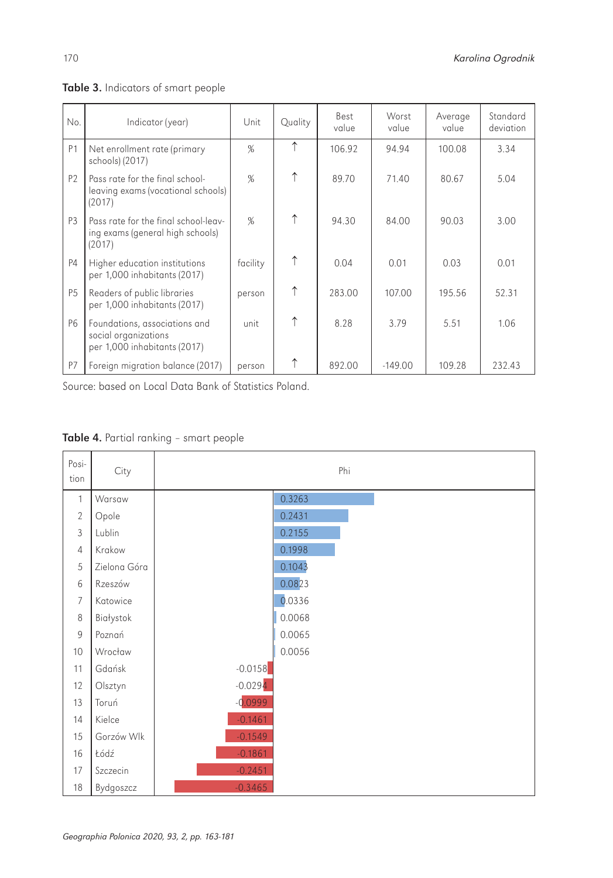**Table 3.** Indicators of smart people

| No. | Indicator (year) | Unit | Quality | Best value | Worst value | Average value | Standard deviation |
|---|---|---|---|---|---|---|---|
| P1 | Net enrollment rate (primary schools) (2017) | % | ↑ | 106.92 | 94.94 | 100.08 | 3.34 |
| P2 | Pass rate for the final school-leaving exams (vocational schools) (2017) | % | ↑ | 89.70 | 71.40 | 80.67 | 5.04 |
| P3 | Pass rate for the final school-leaving exams (general high schools) (2017) | % | ↑ | 94.30 | 84.00 | 90.03 | 3.00 |
| P4 | Higher education institutions per 1,000 inhabitants (2017) | facility | ↑ | 0.04 | 0.01 | 0.03 | 0.01 |
| P5 | Readers of public libraries per 1,000 inhabitants (2017) | person | ↑ | 283.00 | 107.00 | 195.56 | 52.31 |
| P6 | Foundations, associations and social organizations per 1,000 inhabitants (2017) | unit | ↑ | 8.28 | 3.79 | 5.51 | 1.06 |
| P7 | Foreign migration balance (2017) | person | ↑ | 892.00 | -149.00 | 109.28 | 232.43 |

Source: based on Local Data Bank of Statistics Poland.

**Table 4.** Partial ranking – smart people

| Position | City | Phi |
|---|---|---|
| 1 | Warsaw | 0.3263 |
| 2 | Opole | 0.2431 |
| 3 | Lublin | 0.2155 |
| 4 | Krakow | 0.1998 |
| 5 | Zielona Góra | 0.1043 |
| 6 | Rzeszów | 0.0823 |
| 7 | Katowice | 0.0336 |
| 8 | Białystok | 0.0068 |
| 9 | Poznań | 0.0065 |
| 10 | Wrocław | 0.0056 |
| 11 | Gdańsk | -0.0158 |
| 12 | Olsztyn | -0.0294 |
| 13 | Toruń | -0.0999 |
| 14 | Kielce | -0.1461 |
| 15 | Gorzów Wlk | -0.1549 |
| 16 | Łódź | -0.1861 |
| 17 | Szczecin | -0.2451 |
| 18 | Bydgoszcz | -0.3465 |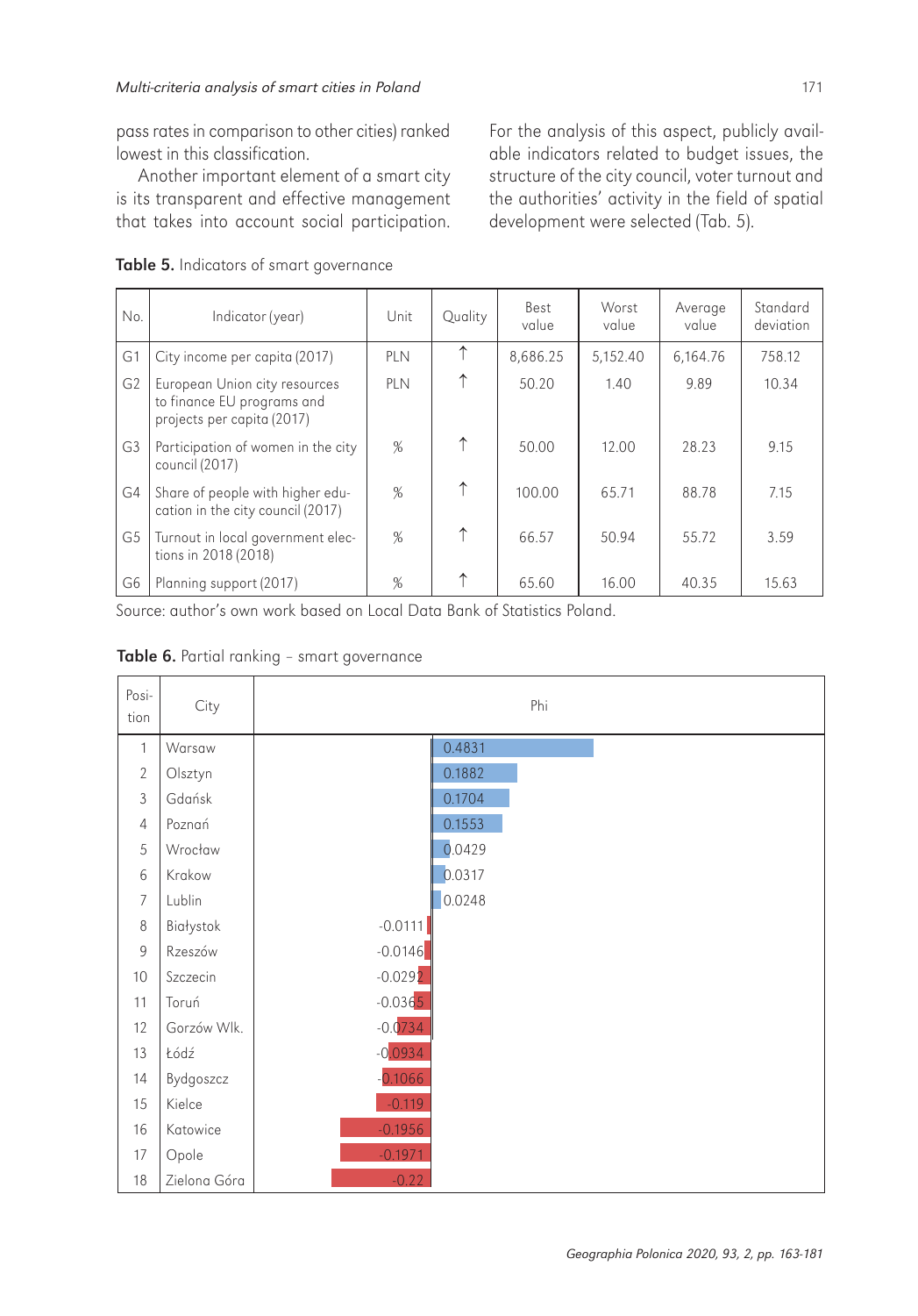pass rates in comparison to other cities) ranked lowest in this classification.

Another important element of a smart city is its transparent and effective management that takes into account social participation. For the analysis of this aspect, publicly available indicators related to budget issues, the structure of the city council, voter turnout and the authorities' activity in the field of spatial development were selected (Tab. 5).

**Table 5.** Indicators of smart governance

| No. | Indicator (year) | Unit | Quality | Best value | Worst value | Average value | Standard deviation |
|---|---|---|---|---|---|---|---|
| G1 | City income per capita (2017) | PLN | ↑ | 8,686.25 | 5,152.40 | 6,164.76 | 758.12 |
| G2 | European Union city resources to finance EU programs and projects per capita (2017) | PLN | ↑ | 50.20 | 1.40 | 9.89 | 10.34 |
| G3 | Participation of women in the city council (2017) | % | ↑ | 50.00 | 12.00 | 28.23 | 9.15 |
| G4 | Share of people with higher education in the city council (2017) | % | ↑ | 100.00 | 65.71 | 88.78 | 7.15 |
| G5 | Turnout in local government elections in 2018 (2018) | % | ↑ | 66.57 | 50.94 | 55.72 | 3.59 |
| G6 | Planning support (2017) | % | ↑ | 65.60 | 16.00 | 40.35 | 15.63 |

Source: author's own work based on Local Data Bank of Statistics Poland.

**Table 6.** Partial ranking – smart governance

| Position | City | Phi |
|---|---|---|
| 1 | Warsaw | 0.4831 |
| 2 | Olsztyn | 0.1882 |
| 3 | Gdańsk | 0.1704 |
| 4 | Poznań | 0.1553 |
| 5 | Wrocław | 0.0429 |
| 6 | Krakow | 0.0317 |
| 7 | Lublin | 0.0248 |
| 8 | Białystok | -0.0111 |
| 9 | Rzeszów | -0.0146 |
| 10 | Szczecin | -0.0292 |
| 11 | Toruń | -0.0365 |
| 12 | Gorzów Wlk. | -0.0734 |
| 13 | Łódź | -0.0934 |
| 14 | Bydgoszcz | -0.1066 |
| 15 | Kielce | -0.119 |
| 16 | Katowice | -0.1956 |
| 17 | Opole | -0.1971 |
| 18 | Zielona Góra | -0.22 |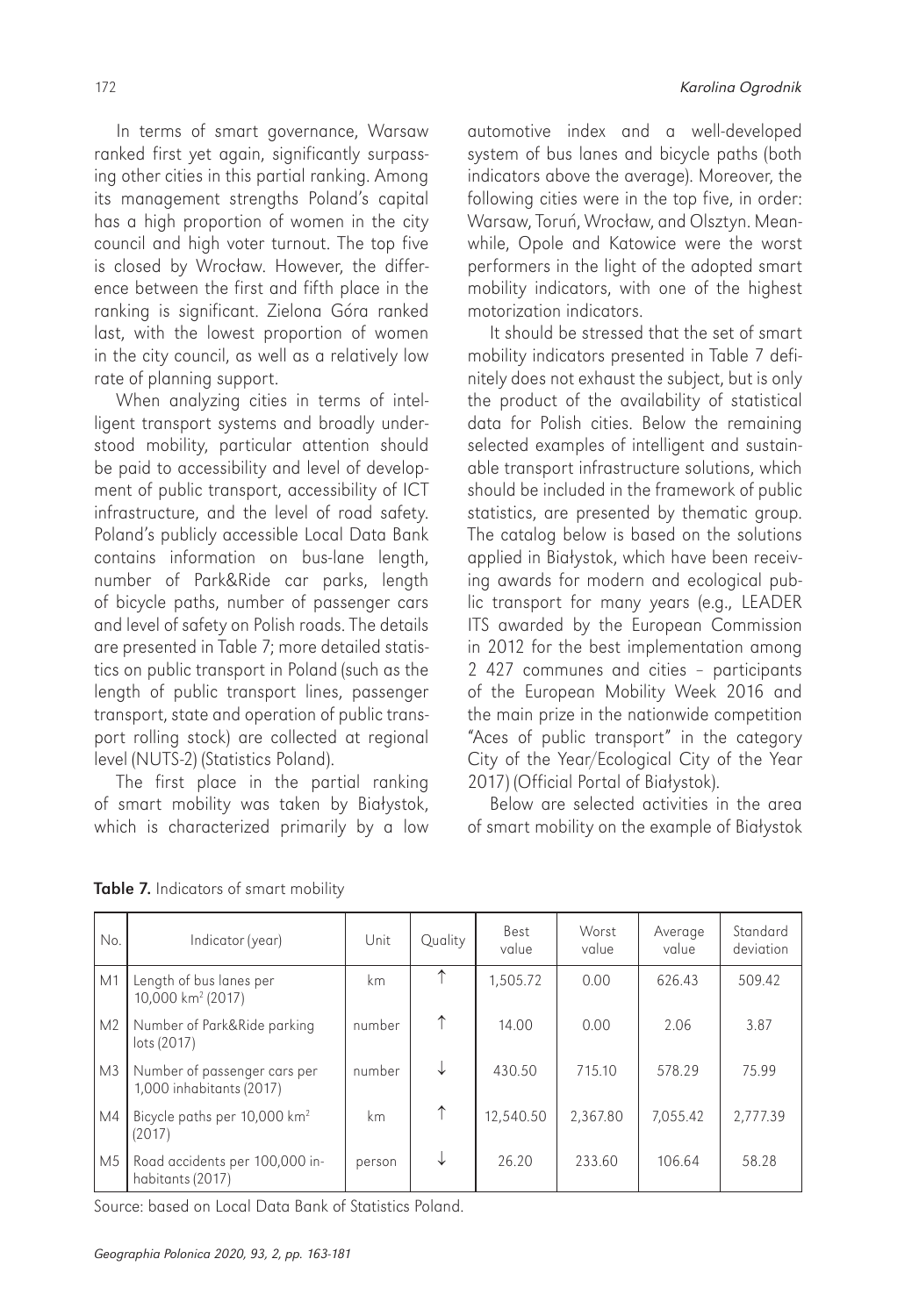In terms of smart governance, Warsaw ranked first yet again, significantly surpassing other cities in this partial ranking. Among its management strengths Poland's capital has a high proportion of women in the city council and high voter turnout. The top five is closed by Wrocław. However, the difference between the first and fifth place in the ranking is significant. Zielona Góra ranked last, with the lowest proportion of women in the city council, as well as a relatively low rate of planning support.

When analyzing cities in terms of intelligent transport systems and broadly understood mobility, particular attention should be paid to accessibility and level of development of public transport, accessibility of ICT infrastructure, and the level of road safety. Poland's publicly accessible Local Data Bank contains information on bus-lane length, number of Park&Ride car parks, length of bicycle paths, number of passenger cars and level of safety on Polish roads. The details are presented in Table 7; more detailed statistics on public transport in Poland (such as the length of public transport lines, passenger transport, state and operation of public transport rolling stock) are collected at regional level (NUTS-2) (Statistics Poland).

The first place in the partial ranking of smart mobility was taken by Białystok, which is characterized primarily by a low automotive index and a well-developed system of bus lanes and bicycle paths (both indicators above the average). Moreover, the following cities were in the top five, in order: Warsaw, Toruń, Wrocław, and Olsztyn. Meanwhile, Opole and Katowice were the worst performers in the light of the adopted smart mobility indicators, with one of the highest motorization indicators.

It should be stressed that the set of smart mobility indicators presented in Table 7 definitely does not exhaust the subject, but is only the product of the availability of statistical data for Polish cities. Below the remaining selected examples of intelligent and sustainable transport infrastructure solutions, which should be included in the framework of public statistics, are presented by thematic group. The catalog below is based on the solutions applied in Białystok, which have been receiving awards for modern and ecological public transport for many years (e.g., LEADER ITS awarded by the European Commission in 2012 for the best implementation among 2 427 communes and cities – participants of the European Mobility Week 2016 and the main prize in the nationwide competition "Aces of public transport" in the category City of the Year/Ecological City of the Year 2017) (Official Portal of Białystok).

Below are selected activities in the area of smart mobility on the example of Białystok

**Table 7.** Indicators of smart mobility

| No. | Indicator (year) | Unit | Quality | Best value | Worst value | Average value | Standard deviation |
|---|---|---|---|---|---|---|---|
| M1 | Length of bus lanes per 10,000 km² (2017) | km | ↑ | 1,505.72 | 0.00 | 626.43 | 509.42 |
| M2 | Number of Park&Ride parking lots (2017) | number | ↑ | 14.00 | 0.00 | 2.06 | 3.87 |
| M3 | Number of passenger cars per 1,000 inhabitants (2017) | number | ↓ | 430.50 | 715.10 | 578.29 | 75.99 |
| M4 | Bicycle paths per 10,000 km² (2017) | km | ↑ | 12,540.50 | 2,367.80 | 7,055.42 | 2,777.39 |
| M5 | Road accidents per 100,000 inhabitants (2017) | person | ↓ | 26.20 | 233.60 | 106.64 | 58.28 |

Source: based on Local Data Bank of Statistics Poland.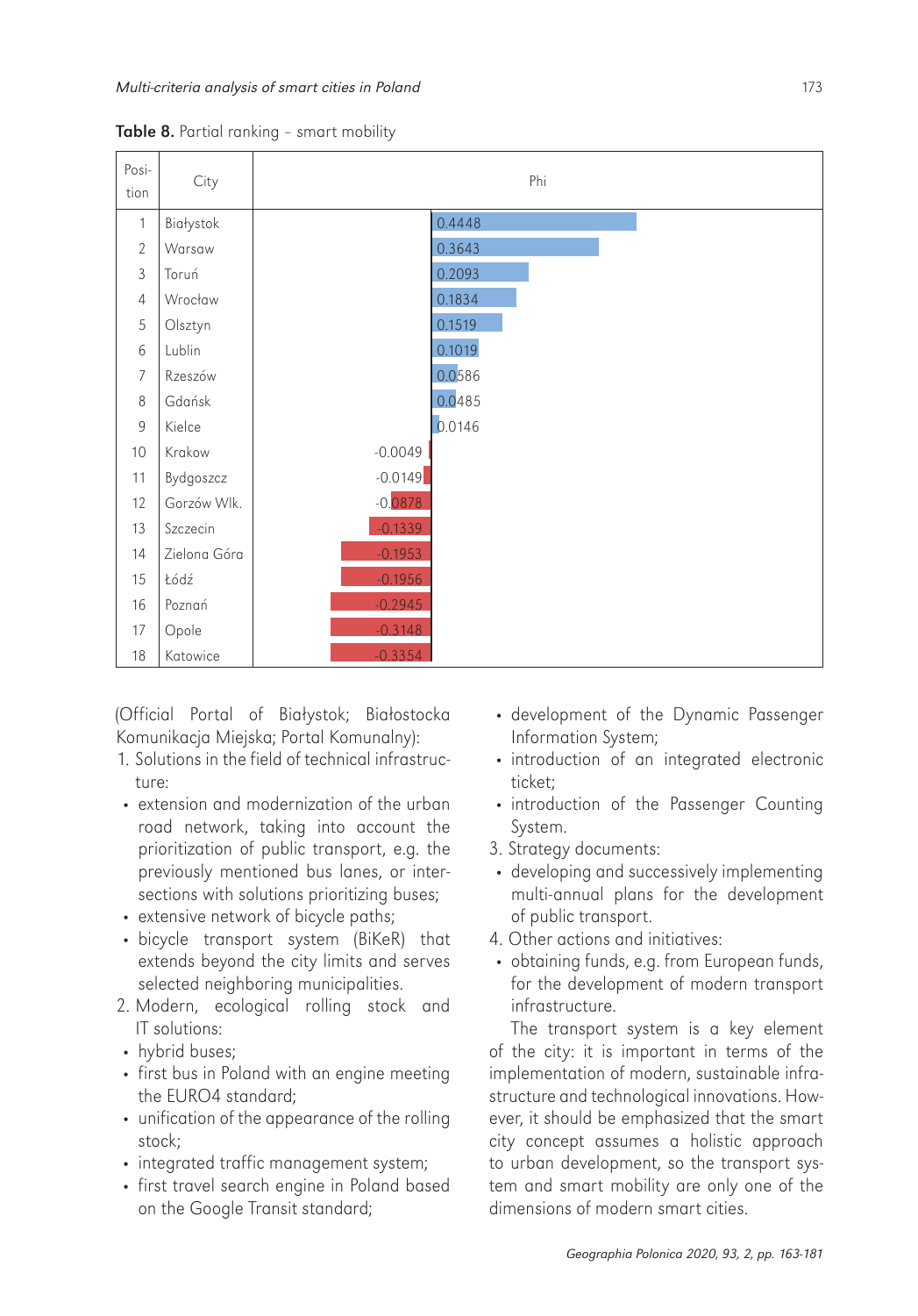**Table 8.** Partial ranking – smart mobility

| Position | City | Phi |
|---|---|---|
| 1 | Białystok | 0.4448 |
| 2 | Warsaw | 0.3643 |
| 3 | Toruń | 0.2093 |
| 4 | Wrocław | 0.1834 |
| 5 | Olsztyn | 0.1519 |
| 6 | Lublin | 0.1019 |
| 7 | Rzeszów | 0.0586 |
| 8 | Gdańsk | 0.0485 |
| 9 | Kielce | 0.0146 |
| 10 | Krakow | -0.0049 |
| 11 | Bydgoszcz | -0.0149 |
| 12 | Gorzów Wlk. | -0.0878 |
| 13 | Szczecin | -0.1339 |
| 14 | Zielona Góra | -0.1953 |
| 15 | Łódź | -0.1956 |
| 16 | Poznań | -0.2945 |
| 17 | Opole | -0.3148 |
| 18 | Katowice | -0.3354 |

(Official Portal of Białystok; Białostocka Komunikacja Miejska; Portal Komunalny):

1. Solutions in the field of technical infrastructure:
   - extension and modernization of the urban road network, taking into account the prioritization of public transport, e.g. the previously mentioned bus lanes, or intersections with solutions prioritizing buses;
   - extensive network of bicycle paths;
   - bicycle transport system (BiKeR) that extends beyond the city limits and serves selected neighboring municipalities.
2. Modern, ecological rolling stock and IT solutions:
   - hybrid buses;
   - first bus in Poland with an engine meeting the EURO4 standard;
   - unification of the appearance of the rolling stock;
   - integrated traffic management system;
   - first travel search engine in Poland based on the Google Transit standard;
   - development of the Dynamic Passenger Information System;
   - introduction of an integrated electronic ticket;
   - introduction of the Passenger Counting System.
3. Strategy documents:
   - developing and successively implementing multi-annual plans for the development of public transport.
4. Other actions and initiatives:
   - obtaining funds, e.g. from European funds, for the development of modern transport infrastructure.

The transport system is a key element of the city: it is important in terms of the implementation of modern, sustainable infrastructure and technological innovations. However, it should be emphasized that the smart city concept assumes a holistic approach to urban development, so the transport system and smart mobility are only one of the dimensions of modern smart cities.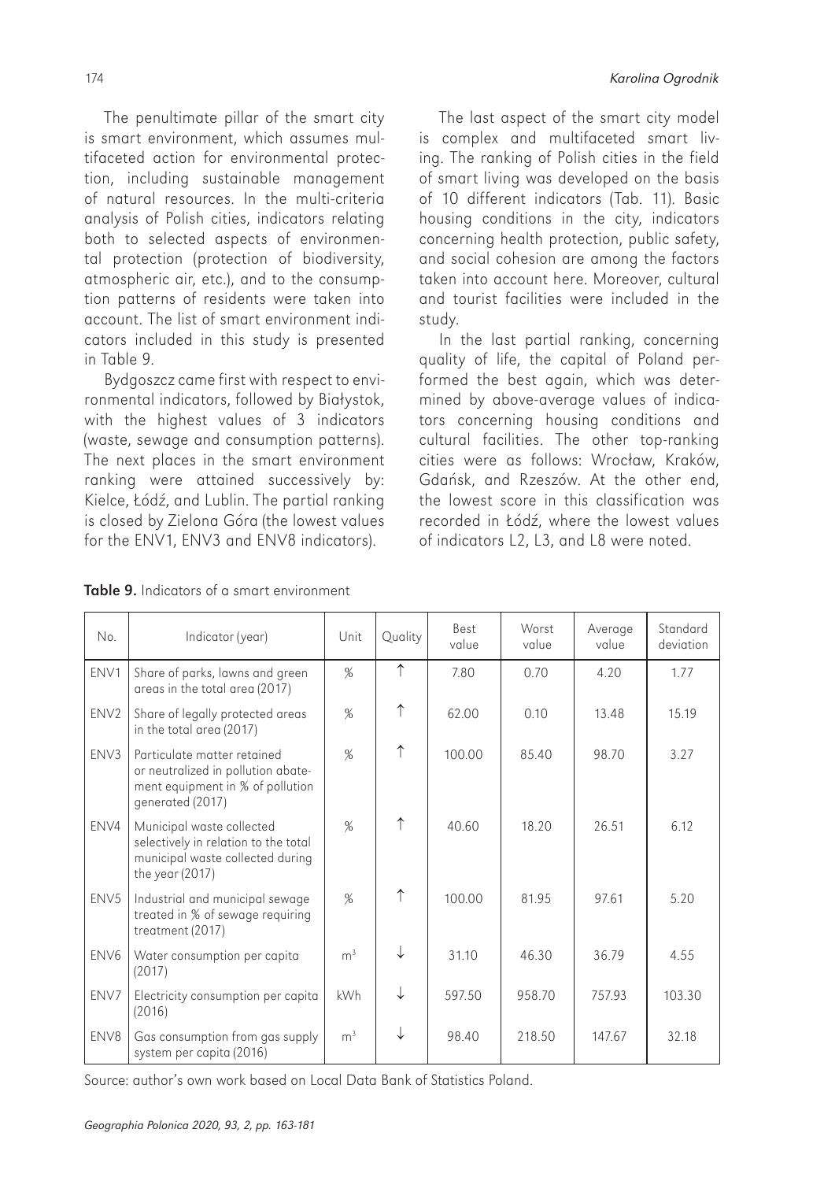The penultimate pillar of the smart city is smart environment, which assumes multifaceted action for environmental protection, including sustainable management of natural resources. In the multi-criteria analysis of Polish cities, indicators relating both to selected aspects of environmental protection (protection of biodiversity, atmospheric air, etc.), and to the consumption patterns of residents were taken into account. The list of smart environment indicators included in this study is presented in Table 9.

Bydgoszcz came first with respect to environmental indicators, followed by Białystok, with the highest values of 3 indicators (waste, sewage and consumption patterns). The next places in the smart environment ranking were attained successively by: Kielce, Łódź, and Lublin. The partial ranking is closed by Zielona Góra (the lowest values for the ENV1, ENV3 and ENV8 indicators).

The last aspect of the smart city model is complex and multifaceted smart living. The ranking of Polish cities in the field of smart living was developed on the basis of 10 different indicators (Tab. 11). Basic housing conditions in the city, indicators concerning health protection, public safety, and social cohesion are among the factors taken into account here. Moreover, cultural and tourist facilities were included in the study.

In the last partial ranking, concerning quality of life, the capital of Poland performed the best again, which was determined by above-average values of indicators concerning housing conditions and cultural facilities. The other top-ranking cities were as follows: Wrocław, Kraków, Gdańsk, and Rzeszów. At the other end, the lowest score in this classification was recorded in Łódź, where the lowest values of indicators L2, L3, and L8 were noted.

**Table 9.** Indicators of a smart environment

| No. | Indicator (year) | Unit | Quality | Best value | Worst value | Average value | Standard deviation |
|---|---|---|---|---|---|---|---|
| ENV1 | Share of parks, lawns and green areas in the total area (2017) | % | ↑ | 7.80 | 0.70 | 4.20 | 1.77 |
| ENV2 | Share of legally protected areas in the total area (2017) | % | ↑ | 62.00 | 0.10 | 13.48 | 15.19 |
| ENV3 | Particulate matter retained or neutralized in pollution abatement equipment in % of pollution generated (2017) | % | ↑ | 100.00 | 85.40 | 98.70 | 3.27 |
| ENV4 | Municipal waste collected selectively in relation to the total municipal waste collected during the year (2017) | % | ↑ | 40.60 | 18.20 | 26.51 | 6.12 |
| ENV5 | Industrial and municipal sewage treated in % of sewage requiring treatment (2017) | % | ↑ | 100.00 | 81.95 | 97.61 | 5.20 |
| ENV6 | Water consumption per capita (2017) | $m^3$ | ↓ | 31.10 | 46.30 | 36.79 | 4.55 |
| ENV7 | Electricity consumption per capita (2016) | kWh | ↓ | 597.50 | 958.70 | 757.93 | 103.30 |
| ENV8 | Gas consumption from gas supply system per capita (2016) | $m^3$ | ↓ | 98.40 | 218.50 | 147.67 | 32.18 |

Source: author's own work based on Local Data Bank of Statistics Poland.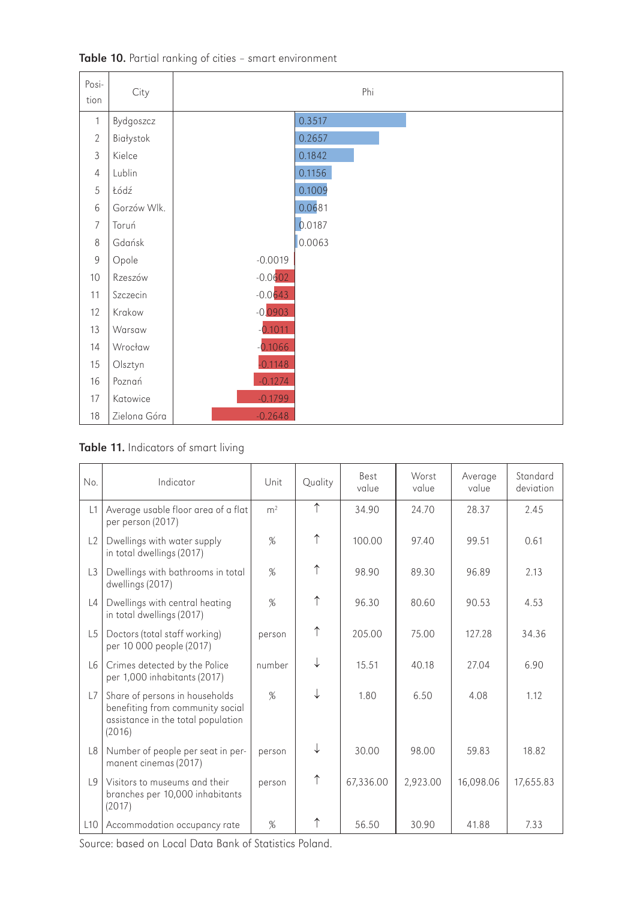**Table 10.** Partial ranking of cities – smart environment

| Position | City | Phi |
|---|---|---|
| 1 | Bydgoszcz | 0.3517 |
| 2 | Białystok | 0.2657 |
| 3 | Kielce | 0.1842 |
| 4 | Lublin | 0.1156 |
| 5 | Łódź | 0.1009 |
| 6 | Gorzów Wlk. | 0.0681 |
| 7 | Toruń | 0.0187 |
| 8 | Gdańsk | 0.0063 |
| 9 | Opole | -0.0019 |
| 10 | Rzeszów | -0.0602 |
| 11 | Szczecin | -0.0643 |
| 12 | Krakow | -0.0903 |
| 13 | Warsaw | -0.1011 |
| 14 | Wrocław | -0.1066 |
| 15 | Olsztyn | -0.1148 |
| 16 | Poznań | -0.1274 |
| 17 | Katowice | -0.1799 |
| 18 | Zielona Góra | -0.2648 |

**Table 11.** Indicators of smart living

| No. | Indicator | Unit | Quality | Best value | Worst value | Average value | Standard deviation |
|---|---|---|---|---|---|---|---|
| L1 | Average usable floor area of a flat per person (2017) | m² | ↑ | 34.90 | 24.70 | 28.37 | 2.45 |
| L2 | Dwellings with water supply in total dwellings (2017) | % | ↑ | 100.00 | 97.40 | 99.51 | 0.61 |
| L3 | Dwellings with bathrooms in total dwellings (2017) | % | ↑ | 98.90 | 89.30 | 96.89 | 2.13 |
| L4 | Dwellings with central heating in total dwellings (2017) | % | ↑ | 96.30 | 80.60 | 90.53 | 4.53 |
| L5 | Doctors (total staff working) per 10 000 people (2017) | person | ↑ | 205.00 | 75.00 | 127.28 | 34.36 |
| L6 | Crimes detected by the Police per 1,000 inhabitants (2017) | number | ↓ | 15.51 | 40.18 | 27.04 | 6.90 |
| L7 | Share of persons in households benefiting from community social assistance in the total population (2016) | % | ↓ | 1.80 | 6.50 | 4.08 | 1.12 |
| L8 | Number of people per seat in permanent cinemas (2017) | person | ↓ | 30.00 | 98.00 | 59.83 | 18.82 |
| L9 | Visitors to museums and their branches per 10,000 inhabitants (2017) | person | ↑ | 67,336.00 | 2,923.00 | 16,098.06 | 17,655.83 |
| L10 | Accommodation occupancy rate | % | ↑ | 56.50 | 30.90 | 41.88 | 7.33 |

Source: based on Local Data Bank of Statistics Poland.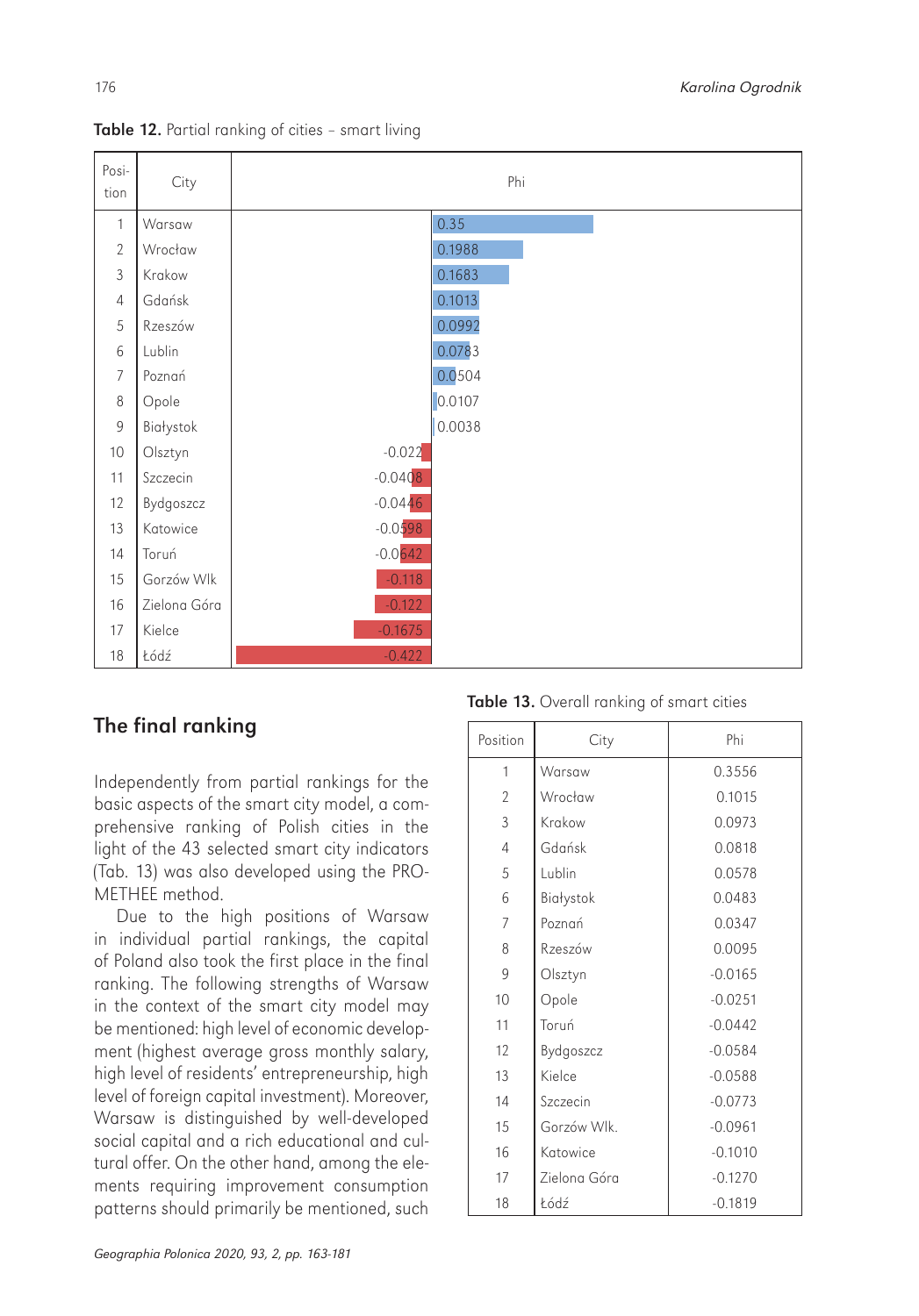**Table 12.** Partial ranking of cities – smart living

| Position | City | Phi |
|---|---|---|
| 1 | Warsaw | 0.35 |
| 2 | Wrocław | 0.1988 |
| 3 | Krakow | 0.1683 |
| 4 | Gdańsk | 0.1013 |
| 5 | Rzeszów | 0.0992 |
| 6 | Lublin | 0.0783 |
| 7 | Poznań | 0.0504 |
| 8 | Opole | 0.0107 |
| 9 | Białystok | 0.0038 |
| 10 | Olsztyn | -0.022 |
| 11 | Szczecin | -0.0408 |
| 12 | Bydgoszcz | -0.0446 |
| 13 | Katowice | -0.0598 |
| 14 | Toruń | -0.0642 |
| 15 | Gorzów Wlk | -0.118 |
| 16 | Zielona Góra | -0.122 |
| 17 | Kielce | -0.1675 |
| 18 | Łódź | -0.422 |

## The final ranking

Independently from partial rankings for the basic aspects of the smart city model, a comprehensive ranking of Polish cities in the light of the 43 selected smart city indicators (Tab. 13) was also developed using the PROMETHEE method.

Due to the high positions of Warsaw in individual partial rankings, the capital of Poland also took the first place in the final ranking. The following strengths of Warsaw in the context of the smart city model may be mentioned: high level of economic development (highest average gross monthly salary, high level of residents' entrepreneurship, high level of foreign capital investment). Moreover, Warsaw is distinguished by well-developed social capital and a rich educational and cultural offer. On the other hand, among the elements requiring improvement consumption patterns should primarily be mentioned, such

**Table 13.** Overall ranking of smart cities

| Position | City | Phi |
|---|---|---|
| 1 | Warsaw | 0.3556 |
| 2 | Wrocław | 0.1015 |
| 3 | Krakow | 0.0973 |
| 4 | Gdańsk | 0.0818 |
| 5 | Lublin | 0.0578 |
| 6 | Białystok | 0.0483 |
| 7 | Poznań | 0.0347 |
| 8 | Rzeszów | 0.0095 |
| 9 | Olsztyn | -0.0165 |
| 10 | Opole | -0.0251 |
| 11 | Toruń | -0.0442 |
| 12 | Bydgoszcz | -0.0584 |
| 13 | Kielce | -0.0588 |
| 14 | Szczecin | -0.0773 |
| 15 | Gorzów Wlk. | -0.0961 |
| 16 | Katowice | -0.1010 |
| 17 | Zielona Góra | -0.1270 |
| 18 | Łódź | -0.1819 |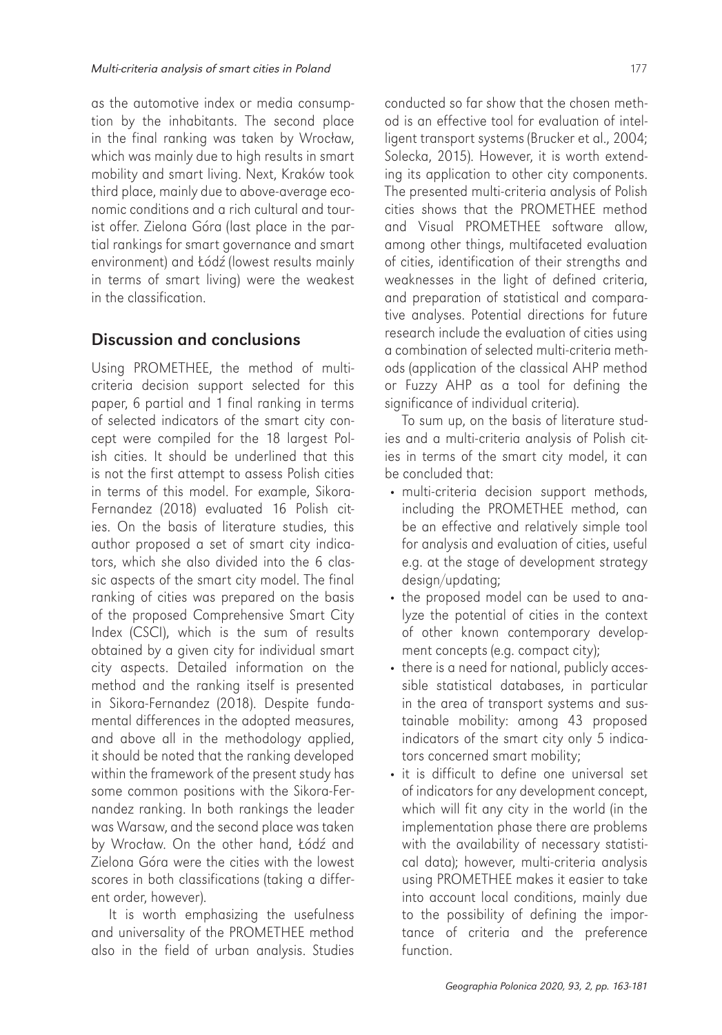as the automotive index or media consumption by the inhabitants. The second place in the final ranking was taken by Wrocław, which was mainly due to high results in smart mobility and smart living. Next, Kraków took third place, mainly due to above-average economic conditions and a rich cultural and tourist offer. Zielona Góra (last place in the partial rankings for smart governance and smart environment) and Łódź (lowest results mainly in terms of smart living) were the weakest in the classification.

## Discussion and conclusions

Using PROMETHEE, the method of multi-criteria decision support selected for this paper, 6 partial and 1 final ranking in terms of selected indicators of the smart city concept were compiled for the 18 largest Polish cities. It should be underlined that this is not the first attempt to assess Polish cities in terms of this model. For example, Sikora-Fernandez (2018) evaluated 16 Polish cities. On the basis of literature studies, this author proposed a set of smart city indicators, which she also divided into the 6 classic aspects of the smart city model. The final ranking of cities was prepared on the basis of the proposed Comprehensive Smart City Index (CSCI), which is the sum of results obtained by a given city for individual smart city aspects. Detailed information on the method and the ranking itself is presented in Sikora-Fernandez (2018). Despite fundamental differences in the adopted measures, and above all in the methodology applied, it should be noted that the ranking developed within the framework of the present study has some common positions with the Sikora-Fernandez ranking. In both rankings the leader was Warsaw, and the second place was taken by Wrocław. On the other hand, Łódź and Zielona Góra were the cities with the lowest scores in both classifications (taking a different order, however).

It is worth emphasizing the usefulness and universality of the PROMETHEE method also in the field of urban analysis. Studies conducted so far show that the chosen method is an effective tool for evaluation of intelligent transport systems (Brucker et al., 2004; Solecka, 2015). However, it is worth extending its application to other city components. The presented multi-criteria analysis of Polish cities shows that the PROMETHEE method and Visual PROMETHEE software allow, among other things, multifaceted evaluation of cities, identification of their strengths and weaknesses in the light of defined criteria, and preparation of statistical and comparative analyses. Potential directions for future research include the evaluation of cities using a combination of selected multi-criteria methods (application of the classical AHP method or Fuzzy AHP as a tool for defining the significance of individual criteria).

To sum up, on the basis of literature studies and a multi-criteria analysis of Polish cities in terms of the smart city model, it can be concluded that:

- multi-criteria decision support methods, including the PROMETHEE method, can be an effective and relatively simple tool for analysis and evaluation of cities, useful e.g. at the stage of development strategy design/updating;
- the proposed model can be used to analyze the potential of cities in the context of other known contemporary development concepts (e.g. compact city);
- there is a need for national, publicly accessible statistical databases, in particular in the area of transport systems and sustainable mobility: among 43 proposed indicators of the smart city only 5 indicators concerned smart mobility;
- it is difficult to define one universal set of indicators for any development concept, which will fit any city in the world (in the implementation phase there are problems with the availability of necessary statistical data); however, multi-criteria analysis using PROMETHEE makes it easier to take into account local conditions, mainly due to the possibility of defining the importance of criteria and the preference function.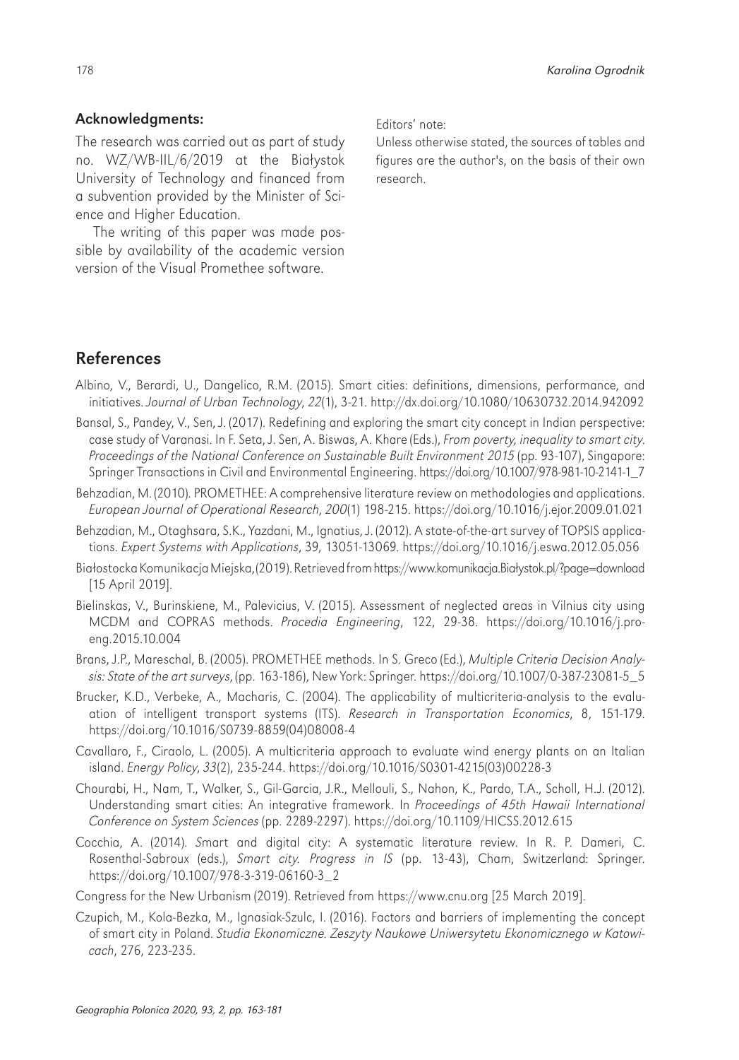### Acknowledgments:

The research was carried out as part of study no. WZ/WB-IIL/6/2019 at the Białystok University of Technology and financed from a subvention provided by the Minister of Science and Higher Education.

The writing of this paper was made possible by availability of the academic version version of the Visual Promethee software.

Editors' note:

Unless otherwise stated, the sources of tables and figures are the author's, on the basis of their own research.

## References

Albino, V., Berardi, U., Dangelico, R.M. (2015). Smart cities: definitions, dimensions, performance, and initiatives. *Journal of Urban Technology*, *22*(1), 3-21. http://dx.doi.org/10.1080/10630732.2014.942092

Bansal, S., Pandey, V., Sen, J. (2017). Redefining and exploring the smart city concept in Indian perspective: case study of Varanasi. In F. Seta, J. Sen, A. Biswas, A. Khare (Eds.), *From poverty, inequality to smart city. Proceedings of the National Conference on Sustainable Built Environment 2015* (pp. 93-107), Singapore: Springer Transactions in Civil and Environmental Engineering. https://doi.org/10.1007/978-981-10-2141-1_7

Behzadian, M. (2010). PROMETHEE: A comprehensive literature review on methodologies and applications. *European Journal of Operational Research*, *200*(1) 198-215. https://doi.org/10.1016/j.ejor.2009.01.021

Behzadian, M., Otaghsara, S.K., Yazdani, M., Ignatius, J. (2012). A state-of-the-art survey of TOPSIS applications. *Expert Systems with Applications*, 39, 13051-13069. https://doi.org/10.1016/j.eswa.2012.05.056

Białostocka Komunikacja Miejska, (2019). Retrieved from https://www.komunikacja.Białystok.pl/?page=download [15 April 2019].

Bielinskas, V., Burinskiene, M., Palevicius, V. (2015). Assessment of neglected areas in Vilnius city using MCDM and COPRAS methods. *Procedia Engineering*, 122, 29-38. https://doi.org/10.1016/j.proeng.2015.10.004

Brans, J.P., Mareschal, B. (2005). PROMETHEE methods. In S. Greco (Ed.), *Multiple Criteria Decision Analysis: State of the art surveys*, (pp. 163-186), New York: Springer. https://doi.org/10.1007/0-387-23081-5_5

Brucker, K.D., Verbeke, A., Macharis, C. (2004). The applicability of multicriteria-analysis to the evaluation of intelligent transport systems (ITS). *Research in Transportation Economics*, 8, 151-179. https://doi.org/10.1016/S0739-8859(04)08008-4

Cavallaro, F., Ciraolo, L. (2005). A multicriteria approach to evaluate wind energy plants on an Italian island. *Energy Policy*, *33*(2), 235-244. https://doi.org/10.1016/S0301-4215(03)00228-3

Chourabi, H., Nam, T., Walker, S., Gil-Garcia, J.R., Mellouli, S., Nahon, K., Pardo, T.A., Scholl, H.J. (2012). Understanding smart cities: An integrative framework. In *Proceedings of 45th Hawaii International Conference on System Sciences* (pp. 2289-2297). https://doi.org/10.1109/HICSS.2012.615

Cocchia, A. (2014). *S*mart and digital city: A systematic literature review. In R. P. Dameri, C. Rosenthal-Sabroux (eds.), *Smart city. Progress in IS* (pp. 13-43), Cham, Switzerland: Springer. https://doi.org/10.1007/978-3-319-06160-3_2

Congress for the New Urbanism (2019). Retrieved from https://www.cnu.org [25 March 2019].

Czupich, M., Kola-Bezka, M., Ignasiak-Szulc, I. (2016). Factors and barriers of implementing the concept of smart city in Poland. *Studia Ekonomiczne. Zeszyty Naukowe Uniwersytetu Ekonomicznego w Katowicach*, 276, 223-235.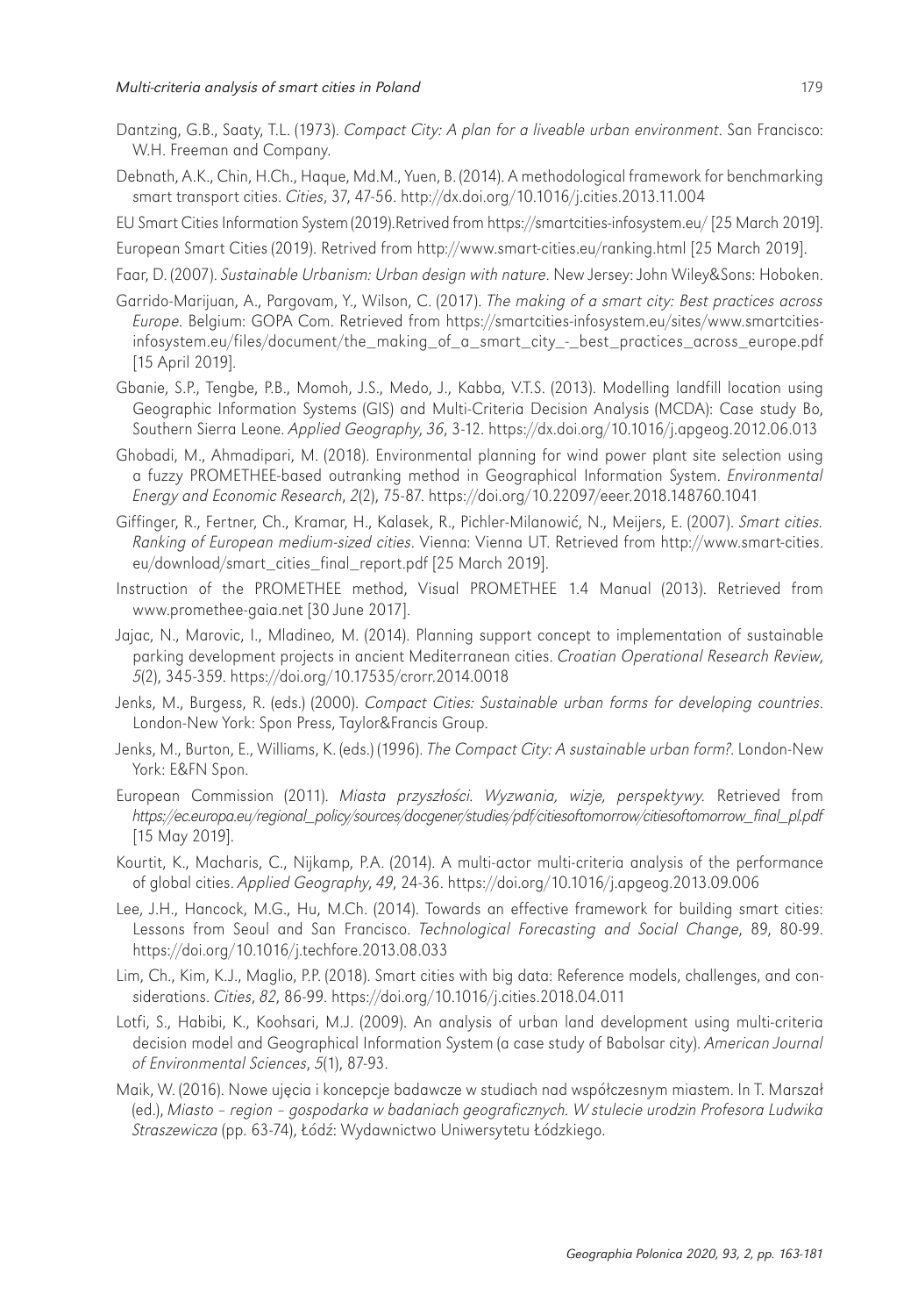Dantzing, G.B., Saaty, T.L. (1973). *Compact City: A plan for a liveable urban environment*. San Francisco: W.H. Freeman and Company.

Debnath, A.K., Chin, H.Ch., Haque, Md.M., Yuen, B. (2014). A methodological framework for benchmarking smart transport cities. *Cities*, 37, 47-56. http://dx.doi.org/10.1016/j.cities.2013.11.004

EU Smart Cities Information System (2019).Retrived from https://smartcities-infosystem.eu/ [25 March 2019].

European Smart Cities (2019). Retrived from http://www.smart-cities.eu/ranking.html [25 March 2019].

Faar, D. (2007). *Sustainable Urbanism: Urban design with nature*. New Jersey: John Wiley&Sons: Hoboken.

Garrido-Marijuan, A., Pargovam, Y., Wilson, C. (2017). *The making of a smart city: Best practices across Europe*. Belgium: GOPA Com. Retrieved from https://smartcities-infosystem.eu/sites/www.smartcities-infosystem.eu/files/document/the_making_of_a_smart_city_-_best_practices_across_europe.pdf [15 April 2019].

Gbanie, S.P., Tengbe, P.B., Momoh, J.S., Medo, J., Kabba, V.T.S. (2013). Modelling landfill location using Geographic Information Systems (GIS) and Multi-Criteria Decision Analysis (MCDA): Case study Bo, Southern Sierra Leone. *Applied Geography*, *36*, 3-12. https://dx.doi.org/10.1016/j.apgeog.2012.06.013

Ghobadi, M., Ahmadipari, M. (2018). Environmental planning for wind power plant site selection using a fuzzy PROMETHEE-based outranking method in Geographical Information System. *Environmental Energy and Economic Research*, *2*(2), 75-87. https://doi.org/10.22097/eeer.2018.148760.1041

Giffinger, R., Fertner, Ch., Kramar, H., Kalasek, R., Pichler-Milanović, N., Meijers, E. (2007). *Smart cities. Ranking of European medium-sized cities*. Vienna: Vienna UT. Retrieved from http://www.smart-cities.eu/download/smart_cities_final_report.pdf [25 March 2019].

Instruction of the PROMETHEE method, Visual PROMETHEE 1.4 Manual (2013). Retrieved from www.promethee-gaia.net [30 June 2017].

Jajac, N., Marovic, I., Mladineo, M. (2014). Planning support concept to implementation of sustainable parking development projects in ancient Mediterranean cities. *Croatian Operational Research Review*, *5*(2), 345-359. https://doi.org/10.17535/crorr.2014.0018

Jenks, M., Burgess, R. (eds.) (2000). *Compact Cities: Sustainable urban forms for developing countries*. London-New York: Spon Press, Taylor&Francis Group.

Jenks, M., Burton, E., Williams, K. (eds.) (1996). *The Compact City: A sustainable urban form?*. London-New York: E&FN Spon.

European Commission (2011). *Miasta przyszłości. Wyzwania, wizje, perspektywy.* Retrieved from *https://ec.europa.eu/regional_policy/sources/docgener/studies/pdf/citiesoftomorrow/citiesoftomorrow_final_pl.pdf* [15 May 2019].

Kourtit, K., Macharis, C., Nijkamp, P.A. (2014). A multi-actor multi-criteria analysis of the performance of global cities. *Applied Geography*, *49*, 24-36. https://doi.org/10.1016/j.apgeog.2013.09.006

Lee, J.H., Hancock, M.G., Hu, M.Ch. (2014). Towards an effective framework for building smart cities: Lessons from Seoul and San Francisco. *Technological Forecasting and Social Change*, 89, 80-99. https://doi.org/10.1016/j.techfore.2013.08.033

Lim, Ch., Kim, K.J., Maglio, P.P. (2018). Smart cities with big data: Reference models, challenges, and considerations. *Cities*, *82*, 86-99. https://doi.org/10.1016/j.cities.2018.04.011

Lotfi, S., Habibi, K., Koohsari, M.J. (2009). An analysis of urban land development using multi-criteria decision model and Geographical Information System (a case study of Babolsar city). *American Journal of Environmental Sciences*, *5*(1), 87-93.

Maik, W. (2016). Nowe ujęcia i koncepcje badawcze w studiach nad współczesnym miastem. In T. Marszał (ed.), *Miasto – region – gospodarka w badaniach geograficznych. W stulecie urodzin Profesora Ludwika Straszewicza* (pp. 63-74), Łódź: Wydawnictwo Uniwersytetu Łódzkiego.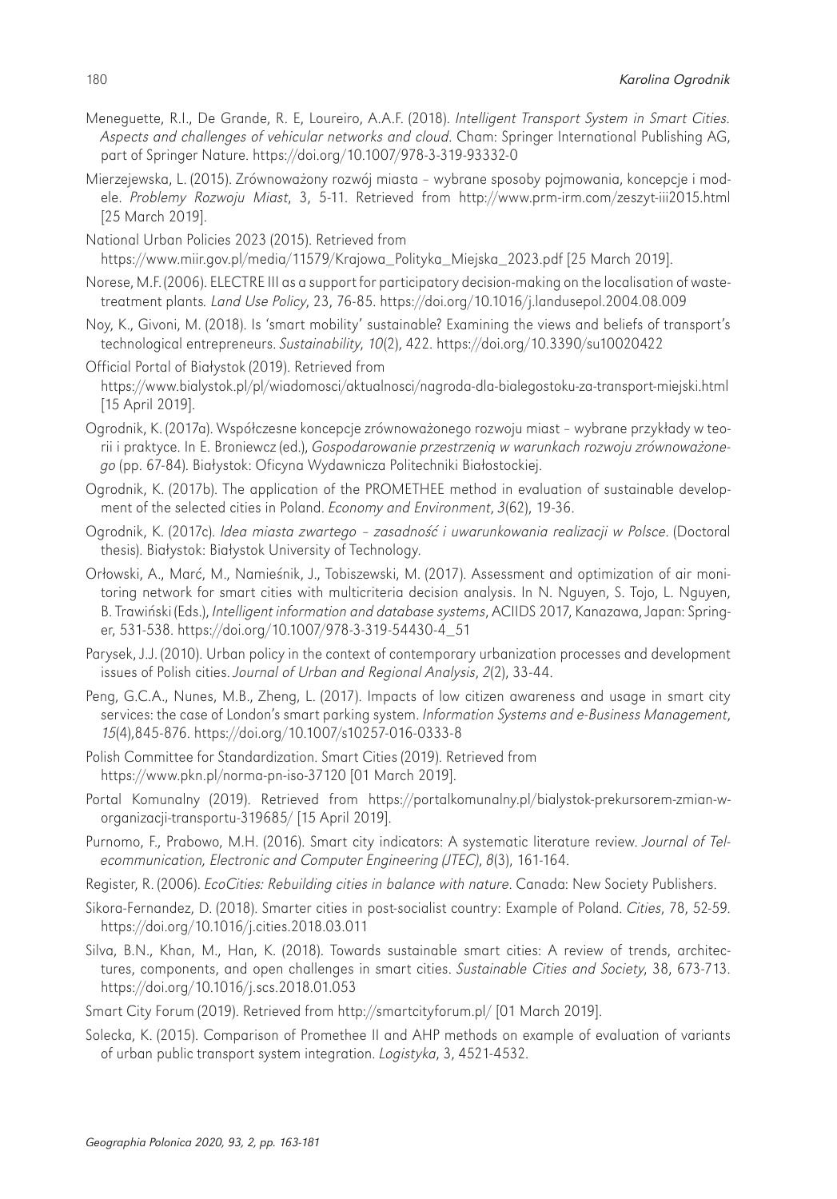Meneguette, R.I., De Grande, R. E, Loureiro, A.A.F. (2018). *Intelligent Transport System in Smart Cities. Aspects and challenges of vehicular networks and cloud*. Cham: Springer International Publishing AG, part of Springer Nature. https://doi.org/10.1007/978-3-319-93332-0

Mierzejewska, L. (2015). Zrównoważony rozwój miasta – wybrane sposoby pojmowania, koncepcje i modele. *Problemy Rozwoju Miast*, 3, 5-11. Retrieved from http://www.prm-irm.com/zeszyt-iii2015.html [25 March 2019].

National Urban Policies 2023 (2015). Retrieved from https://www.miir.gov.pl/media/11579/Krajowa_Polityka_Miejska_2023.pdf [25 March 2019].

Norese, M.F. (2006). ELECTRE III as a support for participatory decision-making on the localisation of waste-treatment plants. *Land Use Policy*, 23, 76-85. https://doi.org/10.1016/j.landusepol.2004.08.009

Noy, K., Givoni, M. (2018). Is 'smart mobility' sustainable? Examining the views and beliefs of transport's technological entrepreneurs. *Sustainability*, *10*(2), 422. https://doi.org/10.3390/su10020422

Official Portal of Białystok (2019). Retrieved from https://www.bialystok.pl/pl/wiadomosci/aktualnosci/nagroda-dla-bialegostoku-za-transport-miejski.html [15 April 2019].

Ogrodnik, K. (2017a). Współczesne koncepcje zrównoważonego rozwoju miast – wybrane przykłady w teorii i praktyce. In E. Broniewcz (ed.), *Gospodarowanie przestrzenią w warunkach rozwoju zrównoważonego* (pp. 67-84). Białystok: Oficyna Wydawnicza Politechniki Białostockiej.

Ogrodnik, K. (2017b). The application of the PROMETHEE method in evaluation of sustainable development of the selected cities in Poland. *Economy and Environment*, *3*(62), 19-36.

Ogrodnik, K. (2017c). *Idea miasta zwartego – zasadność i uwarunkowania realizacji w Polsce*. (Doctoral thesis). Białystok: Białystok University of Technology.

Orłowski, A., Marć, M., Namieśnik, J., Tobiszewski, M. (2017). Assessment and optimization of air monitoring network for smart cities with multicriteria decision analysis. In N. Nguyen, S. Tojo, L. Nguyen, B. Trawiński (Eds.), *Intelligent information and database systems*, ACIIDS 2017, Kanazawa, Japan: Springer, 531-538. https://doi.org/10.1007/978-3-319-54430-4_51

Parysek, J.J. (2010). Urban policy in the context of contemporary urbanization processes and development issues of Polish cities. *Journal of Urban and Regional Analysis*, *2*(2), 33-44.

Peng, G.C.A., Nunes, M.B., Zheng, L. (2017). Impacts of low citizen awareness and usage in smart city services: the case of London's smart parking system. *Information Systems and e-Business Management*, *15*(4),845-876. https://doi.org/10.1007/s10257-016-0333-8

Polish Committee for Standardization. Smart Cities (2019). Retrieved from https://www.pkn.pl/norma-pn-iso-37120 [01 March 2019].

Portal Komunalny (2019). Retrieved from https://portalkomunalny.pl/bialystok-prekursorem-zmian-w-organizacji-transportu-319685/ [15 April 2019].

Purnomo, F., Prabowo, M.H. (2016). Smart city indicators: A systematic literature review. *Journal of Telecommunication, Electronic and Computer Engineering (JTEC)*, *8*(3), 161-164.

Register, R. (2006). *EcoCities: Rebuilding cities in balance with nature*. Canada: New Society Publishers.

Sikora-Fernandez, D. (2018). Smarter cities in post-socialist country: Example of Poland. *Cities*, 78, 52-59. https://doi.org/10.1016/j.cities.2018.03.011

Silva, B.N., Khan, M., Han, K. (2018). Towards sustainable smart cities: A review of trends, architectures, components, and open challenges in smart cities. *Sustainable Cities and Society*, 38, 673-713. https://doi.org/10.1016/j.scs.2018.01.053

Smart City Forum (2019). Retrieved from http://smartcityforum.pl/ [01 March 2019].

Solecka, K. (2015). Comparison of Promethee II and AHP methods on example of evaluation of variants of urban public transport system integration. *Logistyka*, 3, 4521-4532.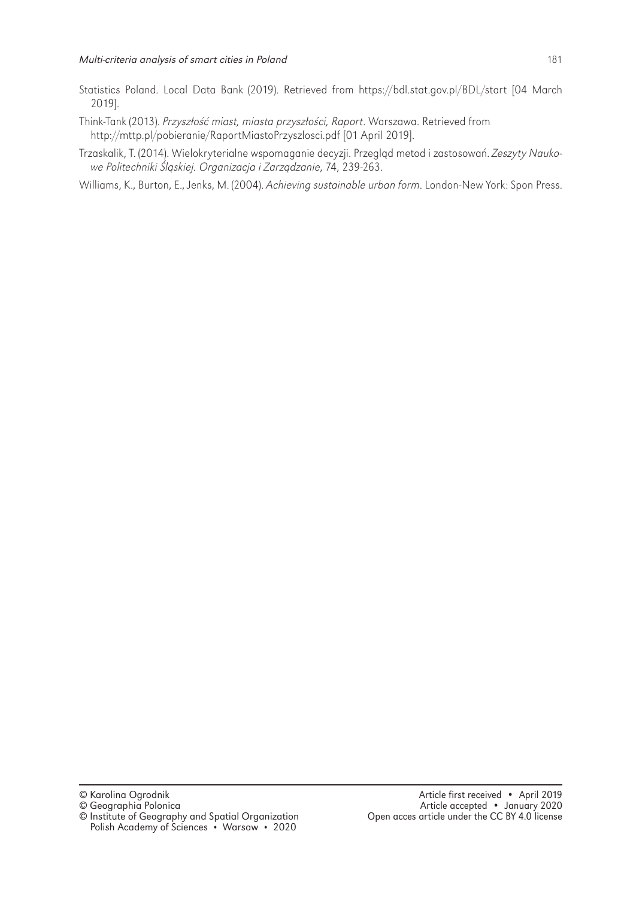Statistics Poland. Local Data Bank (2019). Retrieved from https://bdl.stat.gov.pl/BDL/start [04 March 2019].

Think-Tank (2013). *Przyszłość miast, miasta przyszłości, Raport*. Warszawa. Retrieved from http://mttp.pl/pobieranie/RaportMiastoPrzyszlosci.pdf [01 April 2019].

Trzaskalik, T. (2014). Wielokryterialne wspomaganie decyzji. Przegląd metod i zastosowań. *Zeszyty Naukowe Politechniki Śląskiej. Organizacja i Zarządzanie*, 74, 239-263.

Williams, K., Burton, E., Jenks, M. (2004). *Achieving sustainable urban form*. London-New York: Spon Press.

© Karolina Ogrodnik
© Geographia Polonica
© Institute of Geography and Spatial Organization Polish Academy of Sciences • Warsaw • 2020

Article first received • April 2019
Article accepted • January 2020
Open acces article under the CC BY 4.0 license